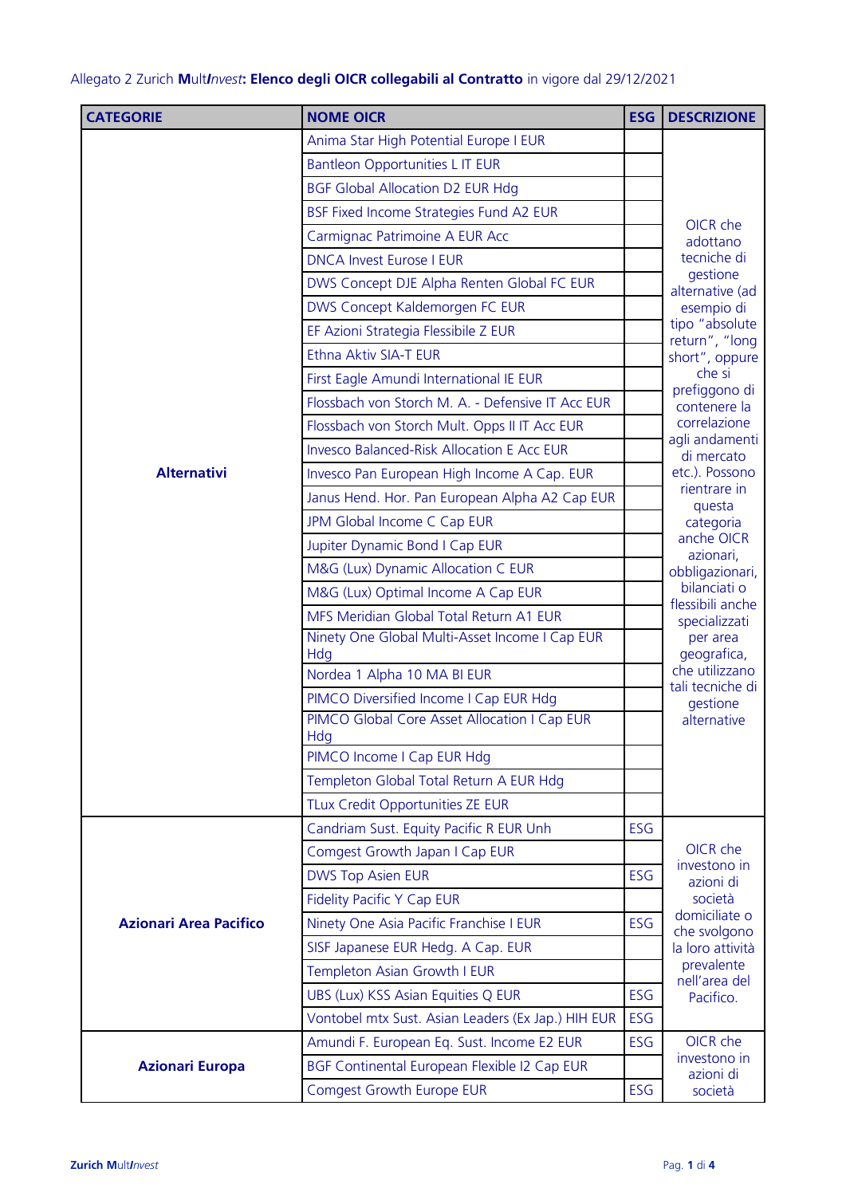Allegato 2 Zurich **M**ult***I****nvest*: **Elenco degli OICR collegabili al Contratto** in vigore dal 29/12/2021

| CATEGORIE | NOME OICR | ESG | DESCRIZIONE |
|---|---|---|---|
| **Alternativi** | Anima Star High Potential Europe I EUR | | OICR che adottano tecniche di gestione alternative (ad esempio di tipo "absolute return", "long short", oppure che si prefiggono di contenere la correlazione agli andamenti di mercato etc.). Possono rientrare in questa categoria anche OICR azionari, obbligazionari, bilanciati o flessibili anche specializzati per area geografica, che utilizzano tali tecniche di gestione alternative |
| | Bantleon Opportunities L IT EUR | | |
| | BGF Global Allocation D2 EUR Hdg | | |
| | BSF Fixed Income Strategies Fund A2 EUR | | |
| | Carmignac Patrimoine A EUR Acc | | |
| | DNCA Invest Eurose I EUR | | |
| | DWS Concept DJE Alpha Renten Global FC EUR | | |
| | DWS Concept Kaldemorgen FC EUR | | |
| | EF Azioni Strategia Flessibile Z EUR | | |
| | Ethna Aktiv SIA-T EUR | | |
| | First Eagle Amundi International IE EUR | | |
| | Flossbach von Storch M. A. - Defensive IT Acc EUR | | |
| | Flossbach von Storch Mult. Opps II IT Acc EUR | | |
| | Invesco Balanced-Risk Allocation E Acc EUR | | |
| | Invesco Pan European High Income A Cap. EUR | | |
| | Janus Hend. Hor. Pan European Alpha A2 Cap EUR | | |
| | JPM Global Income C Cap EUR | | |
| | Jupiter Dynamic Bond I Cap EUR | | |
| | M&G (Lux) Dynamic Allocation C EUR | | |
| | M&G (Lux) Optimal Income A Cap EUR | | |
| | MFS Meridian Global Total Return A1 EUR | | |
| | Ninety One Global Multi-Asset Income I Cap EUR Hdg | | |
| | Nordea 1 Alpha 10 MA BI EUR | | |
| | PIMCO Diversified Income I Cap EUR Hdg | | |
| | PIMCO Global Core Asset Allocation I Cap EUR Hdg | | |
| | PIMCO Income I Cap EUR Hdg | | |
| | Templeton Global Total Return A EUR Hdg | | |
| | TLux Credit Opportunities ZE EUR | | |
| **Azionari Area Pacifico** | Candriam Sust. Equity Pacific R EUR Unh | ESG | OICR che investono in azioni di società domiciliate o che svolgono la loro attività prevalente nell'area del Pacifico. |
| | Comgest Growth Japan I Cap EUR | | |
| | DWS Top Asien EUR | ESG | |
| | Fidelity Pacific Y Cap EUR | | |
| | Ninety One Asia Pacific Franchise I EUR | ESG | |
| | SISF Japanese EUR Hedg. A Cap. EUR | | |
| | Templeton Asian Growth I EUR | | |
| | UBS (Lux) KSS Asian Equities Q EUR | ESG | |
| | Vontobel mtx Sust. Asian Leaders (Ex Jap.) HIH EUR | ESG | |
| **Azionari Europa** | Amundi F. European Eq. Sust. Income E2 EUR | ESG | OICR che investono in azioni di società |
| | BGF Continental European Flexible I2 Cap EUR | | |
| | Comgest Growth Europe EUR | ESG | |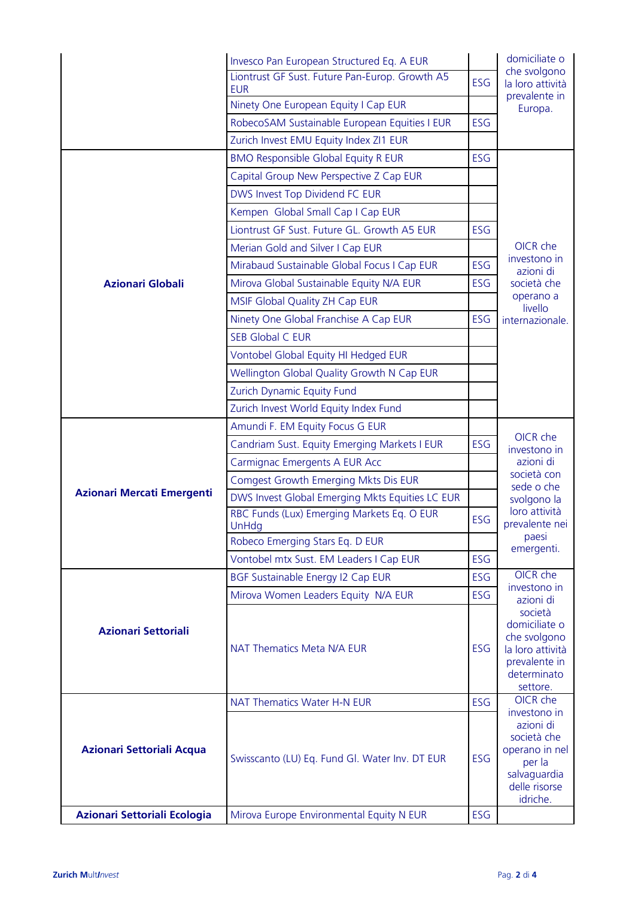| | | | |
|---|---|---|---|
| | Invesco Pan European Structured Eq. A EUR | | domiciliate o che svolgono la loro attività prevalente in Europa. |
| | Liontrust GF Sust. Future Pan-Europ. Growth A5 EUR | ESG | |
| | Ninety One European Equity I Cap EUR | | |
| | RobecoSAM Sustainable European Equities I EUR | ESG | |
| | Zurich Invest EMU Equity Index ZI1 EUR | | |
| **Azionari Globali** | BMO Responsible Global Equity R EUR | ESG | OICR che investono in azioni di società che operano a livello internazionale. |
| | Capital Group New Perspective Z Cap EUR | | |
| | DWS Invest Top Dividend FC EUR | | |
| | Kempen Global Small Cap I Cap EUR | | |
| | Liontrust GF Sust. Future GL. Growth A5 EUR | ESG | |
| | Merian Gold and Silver I Cap EUR | | |
| | Mirabaud Sustainable Global Focus I Cap EUR | ESG | |
| | Mirova Global Sustainable Equity N/A EUR | ESG | |
| | MSIF Global Quality ZH Cap EUR | | |
| | Ninety One Global Franchise A Cap EUR | ESG | |
| | SEB Global C EUR | | |
| | Vontobel Global Equity HI Hedged EUR | | |
| | Wellington Global Quality Growth N Cap EUR | | |
| | Zurich Dynamic Equity Fund | | |
| | Zurich Invest World Equity Index Fund | | |
| **Azionari Mercati Emergenti** | Amundi F. EM Equity Focus G EUR | | OICR che investono in azioni di società con sede o che svolgono la loro attività prevalente nei paesi emergenti. |
| | Candriam Sust. Equity Emerging Markets I EUR | ESG | |
| | Carmignac Emergents A EUR Acc | | |
| | Comgest Growth Emerging Mkts Dis EUR | | |
| | DWS Invest Global Emerging Mkts Equities LC EUR | | |
| | RBC Funds (Lux) Emerging Markets Eq. O EUR UnHdg | ESG | |
| | Robeco Emerging Stars Eq. D EUR | | |
| | Vontobel mtx Sust. EM Leaders I Cap EUR | ESG | |
| **Azionari Settoriali** | BGF Sustainable Energy I2 Cap EUR | ESG | OICR che investono in azioni di società domiciliate o che svolgono la loro attività prevalente in determinato settore. |
| | Mirova Women Leaders Equity N/A EUR | ESG | |
| | NAT Thematics Meta N/A EUR | ESG | |
| **Azionari Settoriali Acqua** | NAT Thematics Water H-N EUR | ESG | OICR che investono in azioni di società che operano in nel per la salvaguardia delle risorse idriche. |
| | Swisscanto (LU) Eq. Fund Gl. Water Inv. DT EUR | ESG | |
| **Azionari Settoriali Ecologia** | Mirova Europe Environmental Equity N EUR | ESG | |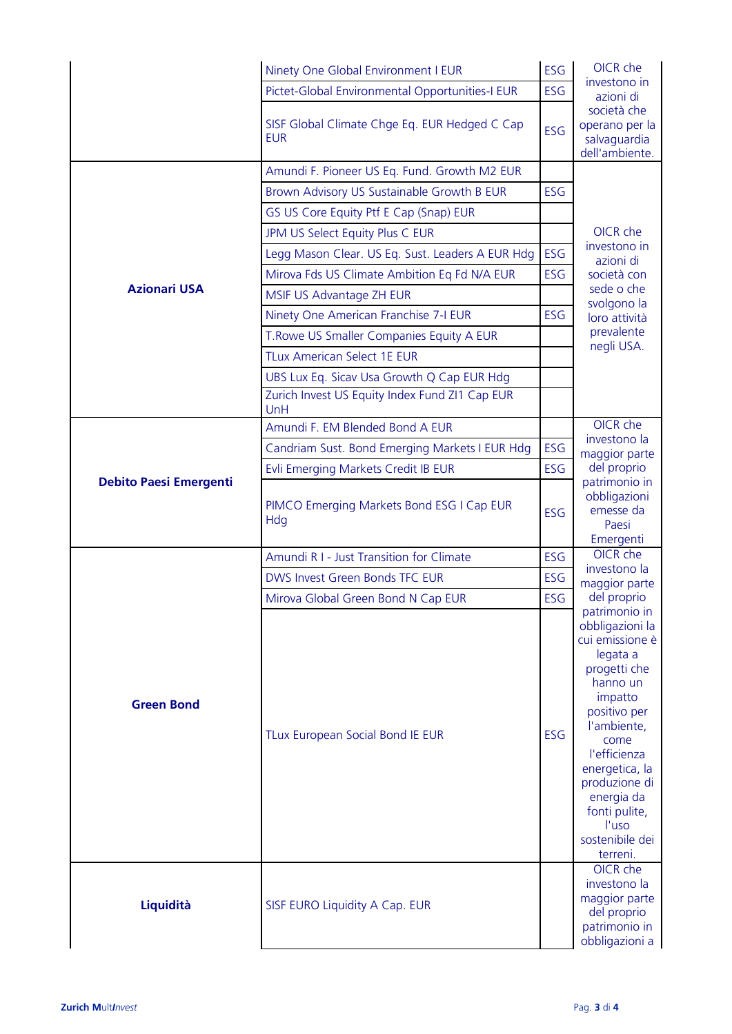| | | | |
|---|---|---|---|
| | Ninety One Global Environment I EUR | ESG | OICR che investono in azioni di società che operano per la salvaguardia dell'ambiente. |
| | Pictet-Global Environmental Opportunities-I EUR | ESG | |
| | SISF Global Climate Chge Eq. EUR Hedged C Cap EUR | ESG | |
| **Azionari USA** | Amundi F. Pioneer US Eq. Fund. Growth M2 EUR | | OICR che investono in azioni di società con sede o che svolgono la loro attività prevalente negli USA. |
| | Brown Advisory US Sustainable Growth B EUR | ESG | |
| | GS US Core Equity Ptf E Cap (Snap) EUR | | |
| | JPM US Select Equity Plus C EUR | | |
| | Legg Mason Clear. US Eq. Sust. Leaders A EUR Hdg | ESG | |
| | Mirova Fds US Climate Ambition Eq Fd N/A EUR | ESG | |
| | MSIF US Advantage ZH EUR | | |
| | Ninety One American Franchise 7-I EUR | ESG | |
| | T.Rowe US Smaller Companies Equity A EUR | | |
| | TLux American Select 1E EUR | | |
| | UBS Lux Eq. Sicav Usa Growth Q Cap EUR Hdg | | |
| | Zurich Invest US Equity Index Fund ZI1 Cap EUR UnH | | |
| **Debito Paesi Emergenti** | Amundi F. EM Blended Bond A EUR | | OICR che investono la maggior parte del proprio patrimonio in obbligazioni emesse da Paesi Emergenti |
| | Candriam Sust. Bond Emerging Markets I EUR Hdg | ESG | |
| | Evli Emerging Markets Credit IB EUR | ESG | |
| | PIMCO Emerging Markets Bond ESG I Cap EUR Hdg | ESG | |
| **Green Bond** | Amundi R I - Just Transition for Climate | ESG | OICR che investono la maggior parte del proprio patrimonio in obbligazioni la cui emissione è legata a progetti che hanno un impatto positivo per l'ambiente, come l'efficienza energetica, la produzione di energia da fonti pulite, l'uso sostenibile dei terreni. |
| | DWS Invest Green Bonds TFC EUR | ESG | |
| | Mirova Global Green Bond N Cap EUR | ESG | |
| | TLux European Social Bond IE EUR | ESG | |
| **Liquidità** | SISF EURO Liquidity A Cap. EUR | | OICR che investono la maggior parte del proprio patrimonio in obbligazioni a |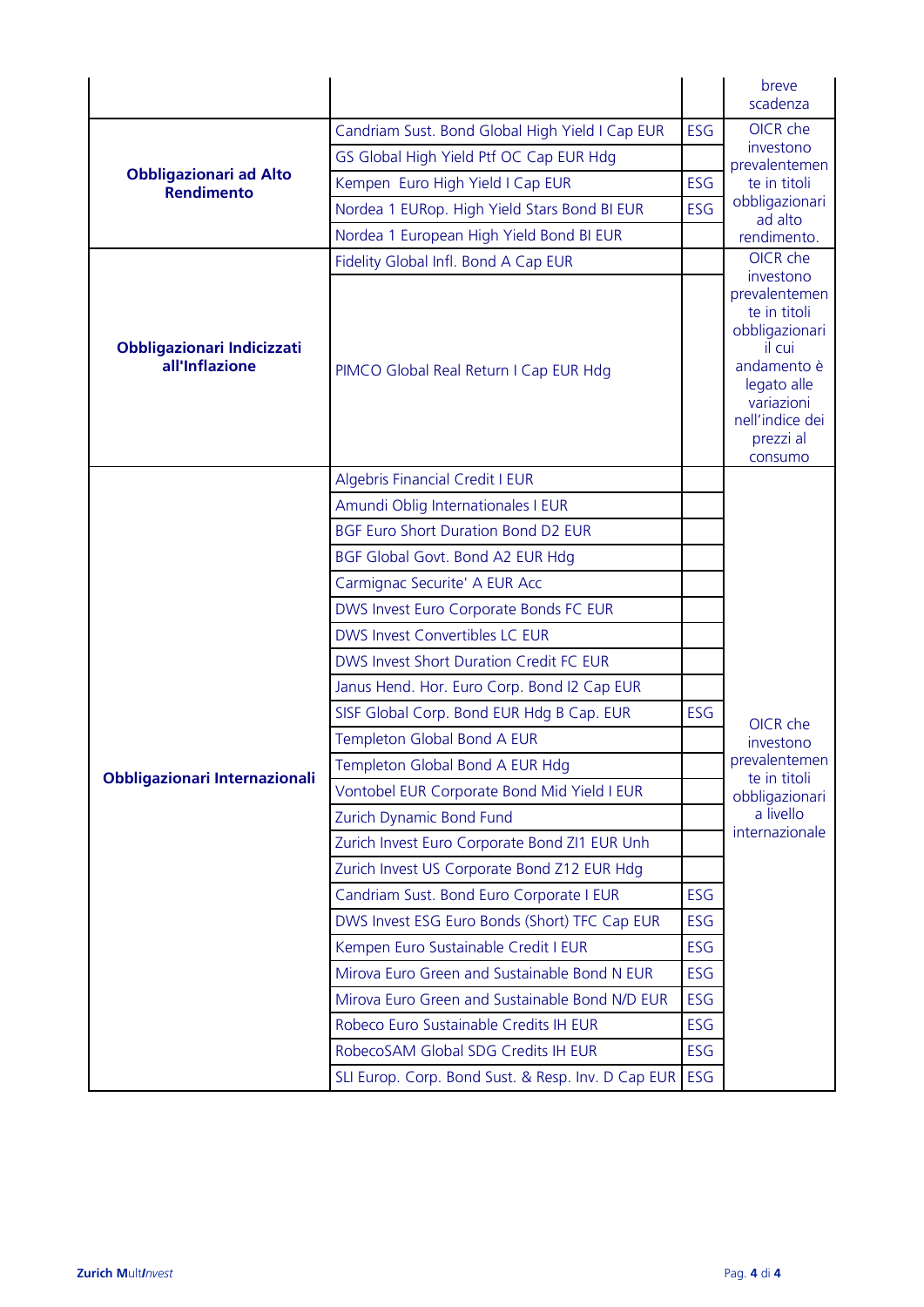| | | | |
|---|---|---|---|
| | | | breve scadenza |
| **Obbligazionari ad Alto Rendimento** | Candriam Sust. Bond Global High Yield I Cap EUR | ESG | OICR che investono prevalentemente in titoli obbligazionari ad alto rendimento. |
| | GS Global High Yield Ptf OC Cap EUR Hdg | | |
| | Kempen Euro High Yield I Cap EUR | ESG | |
| | Nordea 1 EURop. High Yield Stars Bond BI EUR | ESG | |
| | Nordea 1 European High Yield Bond BI EUR | | |
| **Obbligazionari Indicizzati all'Inflazione** | Fidelity Global Infl. Bond A Cap EUR | | OICR che investono prevalentemente in titoli obbligazionari il cui andamento è legato alle variazioni nell'indice dei prezzi al consumo |
| | PIMCO Global Real Return I Cap EUR Hdg | | |
| **Obbligazionari Internazionali** | Algebris Financial Credit I EUR | | OICR che investono prevalentemente in titoli obbligazionari a livello internazionale |
| | Amundi Oblig Internationales I EUR | | |
| | BGF Euro Short Duration Bond D2 EUR | | |
| | BGF Global Govt. Bond A2 EUR Hdg | | |
| | Carmignac Securite' A EUR Acc | | |
| | DWS Invest Euro Corporate Bonds FC EUR | | |
| | DWS Invest Convertibles LC EUR | | |
| | DWS Invest Short Duration Credit FC EUR | | |
| | Janus Hend. Hor. Euro Corp. Bond I2 Cap EUR | | |
| | SISF Global Corp. Bond EUR Hdg B Cap. EUR | ESG | |
| | Templeton Global Bond A EUR | | |
| | Templeton Global Bond A EUR Hdg | | |
| | Vontobel EUR Corporate Bond Mid Yield I EUR | | |
| | Zurich Dynamic Bond Fund | | |
| | Zurich Invest Euro Corporate Bond ZI1 EUR Unh | | |
| | Zurich Invest US Corporate Bond Z12 EUR Hdg | | |
| | Candriam Sust. Bond Euro Corporate I EUR | ESG | |
| | DWS Invest ESG Euro Bonds (Short) TFC Cap EUR | ESG | |
| | Kempen Euro Sustainable Credit I EUR | ESG | |
| | Mirova Euro Green and Sustainable Bond N EUR | ESG | |
| | Mirova Euro Green and Sustainable Bond N/D EUR | ESG | |
| | Robeco Euro Sustainable Credits IH EUR | ESG | |
| | RobecoSAM Global SDG Credits IH EUR | ESG | |
| | SLI Europ. Corp. Bond Sust. & Resp. Inv. D Cap EUR | ESG | |